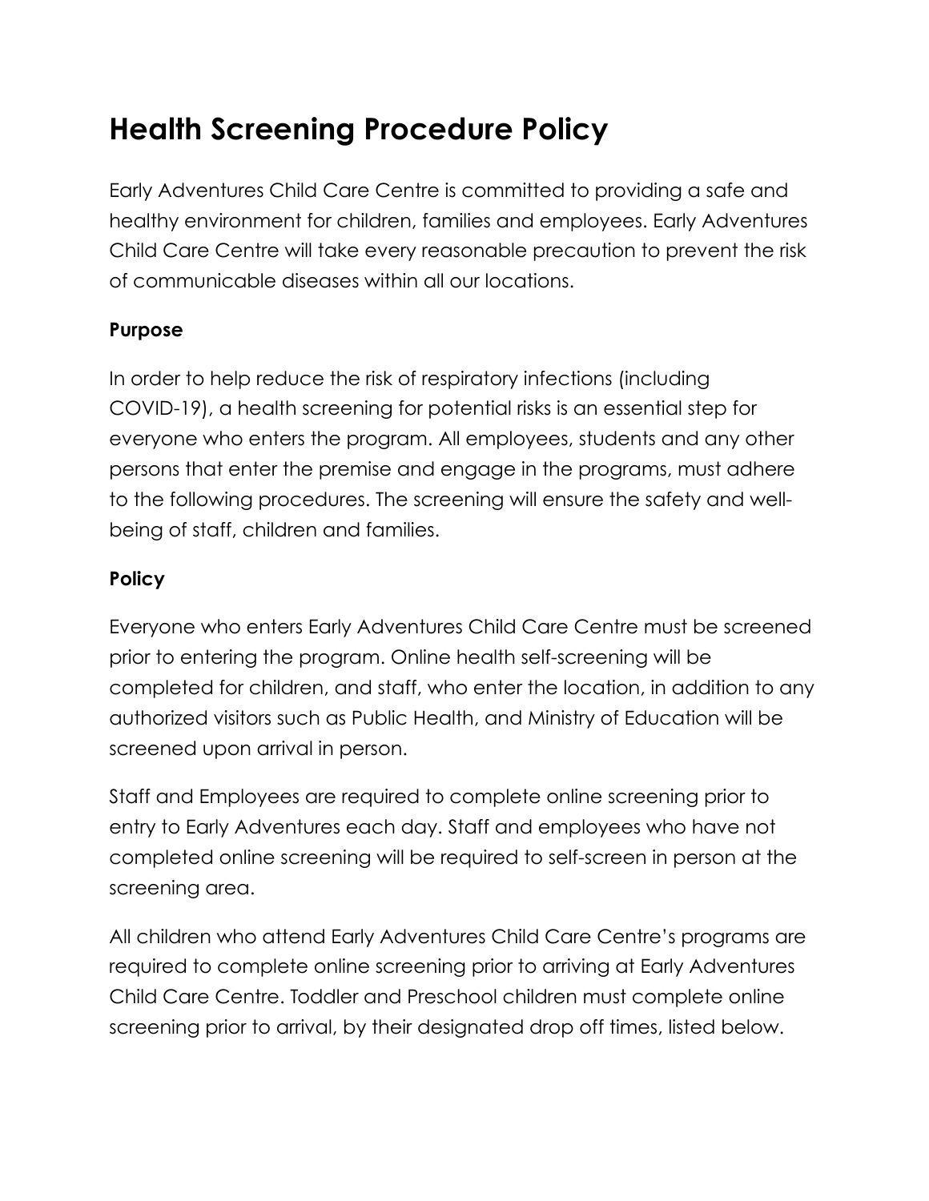# Health Screening Procedure Policy

Early Adventures Child Care Centre is committed to providing a safe and healthy environment for children, families and employees. Early Adventures Child Care Centre will take every reasonable precaution to prevent the risk of communicable diseases within all our locations.

**Purpose**

In order to help reduce the risk of respiratory infections (including COVID-19), a health screening for potential risks is an essential step for everyone who enters the program. All employees, students and any other persons that enter the premise and engage in the programs, must adhere to the following procedures. The screening will ensure the safety and well-being of staff, children and families.

**Policy**

Everyone who enters Early Adventures Child Care Centre must be screened prior to entering the program. Online health self-screening will be completed for children, and staff, who enter the location, in addition to any authorized visitors such as Public Health, and Ministry of Education will be screened upon arrival in person.

Staff and Employees are required to complete online screening prior to entry to Early Adventures each day. Staff and employees who have not completed online screening will be required to self-screen in person at the screening area.

All children who attend Early Adventures Child Care Centre's programs are required to complete online screening prior to arriving at Early Adventures Child Care Centre. Toddler and Preschool children must complete online screening prior to arrival, by their designated drop off times, listed below.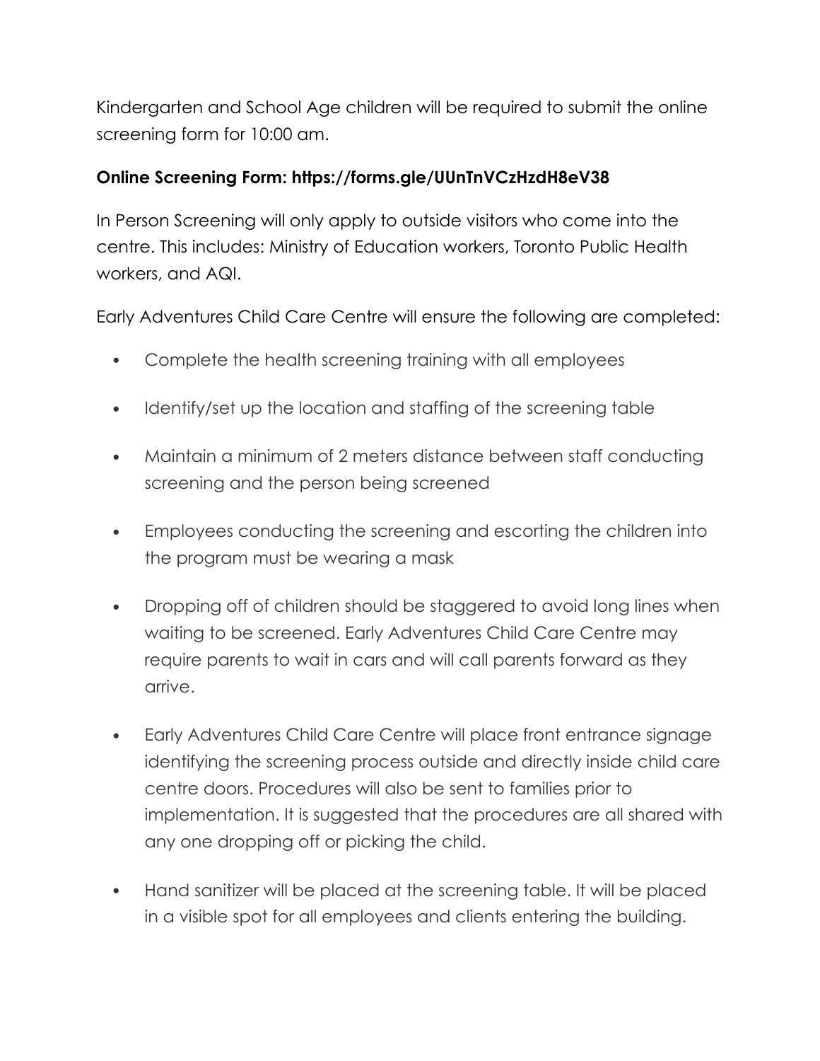Kindergarten and School Age children will be required to submit the online screening form for 10:00 am.

**Online Screening Form: https://forms.gle/UUnTnVCzHzdH8eV38**

In Person Screening will only apply to outside visitors who come into the centre. This includes: Ministry of Education workers, Toronto Public Health workers, and AQI.

Early Adventures Child Care Centre will ensure the following are completed:

- Complete the health screening training with all employees
- Identify/set up the location and staffing of the screening table
- Maintain a minimum of 2 meters distance between staff conducting screening and the person being screened
- Employees conducting the screening and escorting the children into the program must be wearing a mask
- Dropping off of children should be staggered to avoid long lines when waiting to be screened. Early Adventures Child Care Centre may require parents to wait in cars and will call parents forward as they arrive.
- Early Adventures Child Care Centre will place front entrance signage identifying the screening process outside and directly inside child care centre doors. Procedures will also be sent to families prior to implementation. It is suggested that the procedures are all shared with any one dropping off or picking the child.
- Hand sanitizer will be placed at the screening table. It will be placed in a visible spot for all employees and clients entering the building.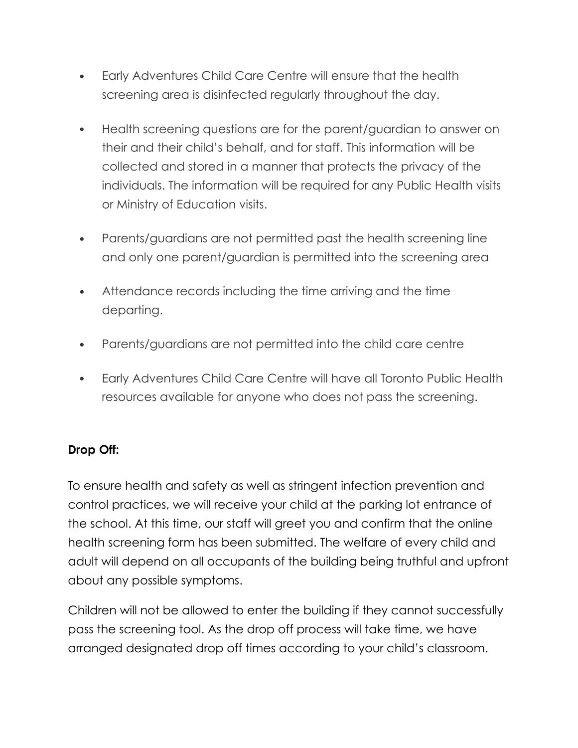- Early Adventures Child Care Centre will ensure that the health screening area is disinfected regularly throughout the day.
- Health screening questions are for the parent/guardian to answer on their and their child's behalf, and for staff. This information will be collected and stored in a manner that protects the privacy of the individuals. The information will be required for any Public Health visits or Ministry of Education visits.
- Parents/guardians are not permitted past the health screening line and only one parent/guardian is permitted into the screening area
- Attendance records including the time arriving and the time departing.
- Parents/guardians are not permitted into the child care centre
- Early Adventures Child Care Centre will have all Toronto Public Health resources available for anyone who does not pass the screening.

**Drop Off:**

To ensure health and safety as well as stringent infection prevention and control practices, we will receive your child at the parking lot entrance of the school. At this time, our staff will greet you and confirm that the online health screening form has been submitted. The welfare of every child and adult will depend on all occupants of the building being truthful and upfront about any possible symptoms.

Children will not be allowed to enter the building if they cannot successfully pass the screening tool. As the drop off process will take time, we have arranged designated drop off times according to your child's classroom.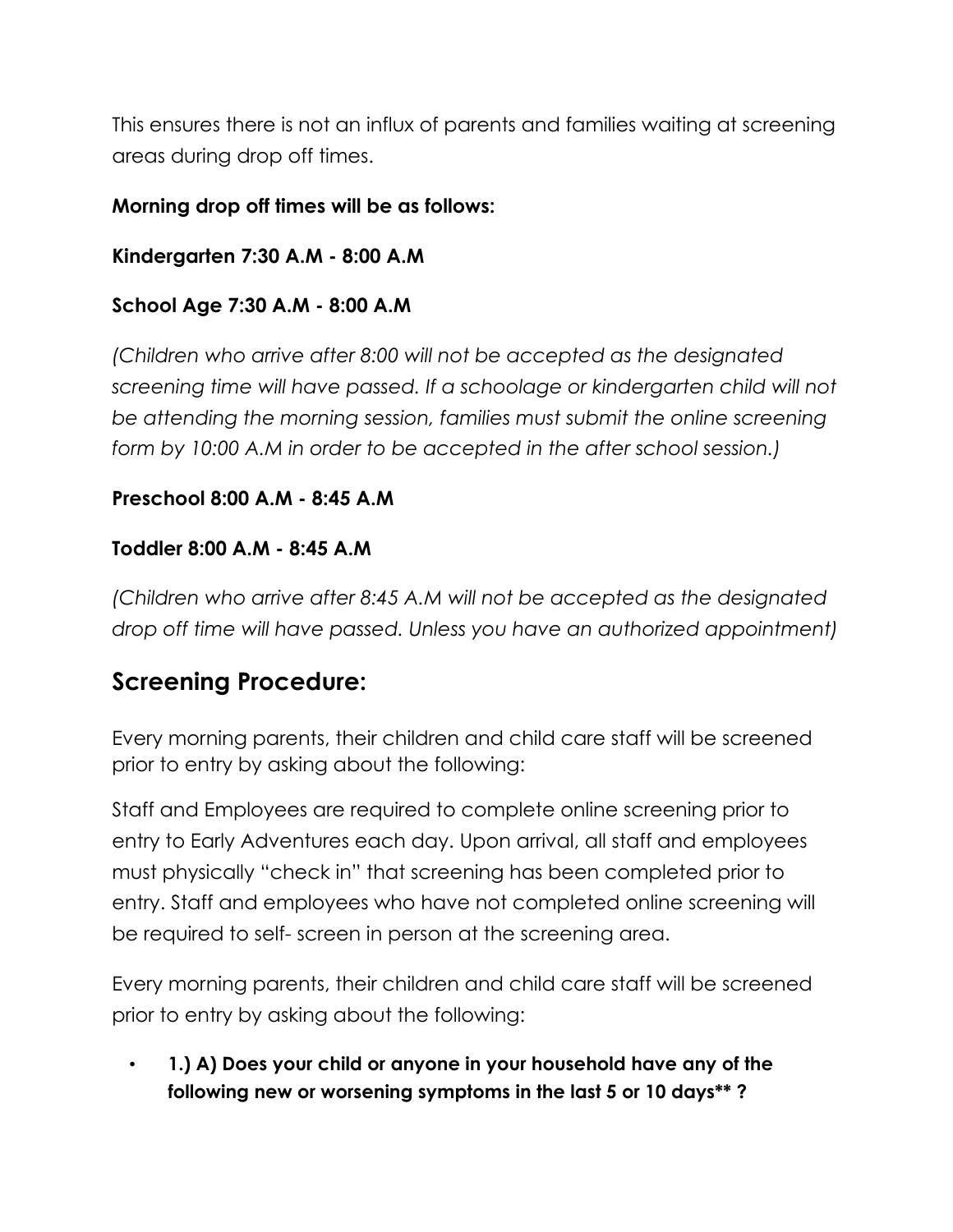This ensures there is not an influx of parents and families waiting at screening areas during drop off times.

**Morning drop off times will be as follows:**

**Kindergarten 7:30 A.M - 8:00 A.M**

**School Age 7:30 A.M - 8:00 A.M**

*(Children who arrive after 8:00 will not be accepted as the designated screening time will have passed. If a schoolage or kindergarten child will not be attending the morning session, families must submit the online screening form by 10:00 A.M in order to be accepted in the after school session.)*

**Preschool 8:00 A.M - 8:45 A.M**

**Toddler 8:00 A.M - 8:45 A.M**

*(Children who arrive after 8:45 A.M will not be accepted as the designated drop off time will have passed. Unless you have an authorized appointment)*

## Screening Procedure:

Every morning parents, their children and child care staff will be screened prior to entry by asking about the following:

Staff and Employees are required to complete online screening prior to entry to Early Adventures each day. Upon arrival, all staff and employees must physically "check in" that screening has been completed prior to entry. Staff and employees who have not completed online screening will be required to self- screen in person at the screening area.

Every morning parents, their children and child care staff will be screened prior to entry by asking about the following:

- **1.) A) Does your child or anyone in your household have any of the following new or worsening symptoms in the last 5 or 10 days** ?**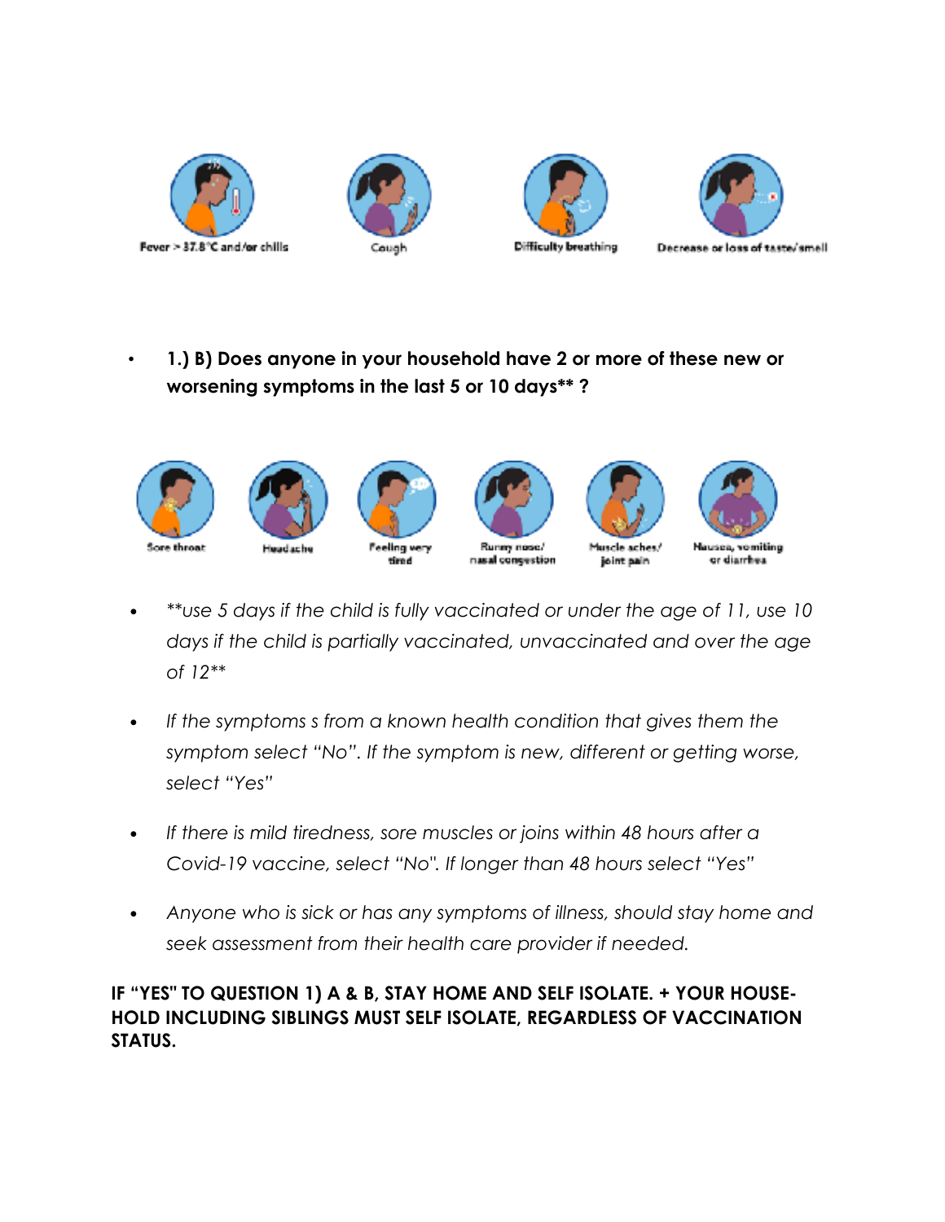Fever > 37.8°C and/or chills

Cough

Difficulty breathing

Decrease or loss of taste/smell

- **1.) B) Does anyone in your household have 2 or more of these new or worsening symptoms in the last 5 or 10 days** ?**

Sore throat

Headache

Feeling very tired

Runny nose/ nasal congestion

Muscle aches/ joint pain

Nausea, vomiting or diarrhea

- *\*\*use 5 days if the child is fully vaccinated or under the age of 11, use 10 days if the child is partially vaccinated, unvaccinated and over the age of 12\*\**
- *If the symptoms s from a known health condition that gives them the symptom select "No". If the symptom is new, different or getting worse, select "Yes"*
- *If there is mild tiredness, sore muscles or joins within 48 hours after a Covid-19 vaccine, select "No". If longer than 48 hours select "Yes"*
- *Anyone who is sick or has any symptoms of illness, should stay home and seek assessment from their health care provider if needed.*

**IF "YES" TO QUESTION 1) A & B, STAY HOME AND SELF ISOLATE. + YOUR HOUSE-HOLD INCLUDING SIBLINGS MUST SELF ISOLATE, REGARDLESS OF VACCINATION STATUS.**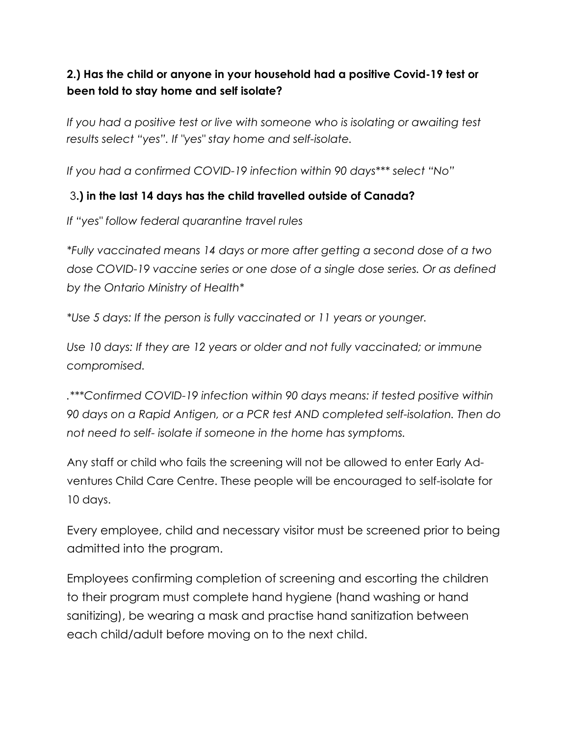**2.) Has the child or anyone in your household had a positive Covid-19 test or been told to stay home and self isolate?**

*If you had a positive test or live with someone who is isolating or awaiting test results select "yes". If "yes" stay home and self-isolate.*

*If you had a confirmed COVID-19 infection within 90 days*** select "No"*

3**.) in the last 14 days has the child travelled outside of Canada?**

*If "yes" follow federal quarantine travel rules*

*\*Fully vaccinated means 14 days or more after getting a second dose of a two dose COVID-19 vaccine series or one dose of a single dose series. Or as defined by the Ontario Ministry of Health\**

*\*Use 5 days: If the person is fully vaccinated or 11 years or younger.*

*Use 10 days: If they are 12 years or older and not fully vaccinated; or immune compromised.*

*.\*\*\*Confirmed COVID-19 infection within 90 days means: if tested positive within 90 days on a Rapid Antigen, or a PCR test AND completed self-isolation. Then do not need to self- isolate if someone in the home has symptoms.*

Any staff or child who fails the screening will not be allowed to enter Early Adventures Child Care Centre. These people will be encouraged to self-isolate for 10 days.

Every employee, child and necessary visitor must be screened prior to being admitted into the program.

Employees confirming completion of screening and escorting the children to their program must complete hand hygiene (hand washing or hand sanitizing), be wearing a mask and practise hand sanitization between each child/adult before moving on to the next child.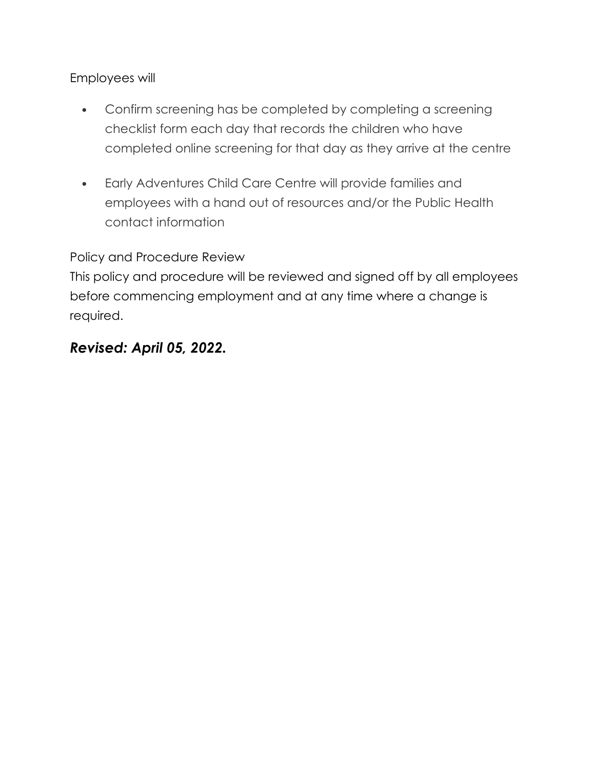Employees will

- Confirm screening has be completed by completing a screening checklist form each day that records the children who have completed online screening for that day as they arrive at the centre
- Early Adventures Child Care Centre will provide families and employees with a hand out of resources and/or the Public Health contact information

Policy and Procedure Review

This policy and procedure will be reviewed and signed off by all employees before commencing employment and at any time where a change is required.

***Revised: April 05, 2022.***